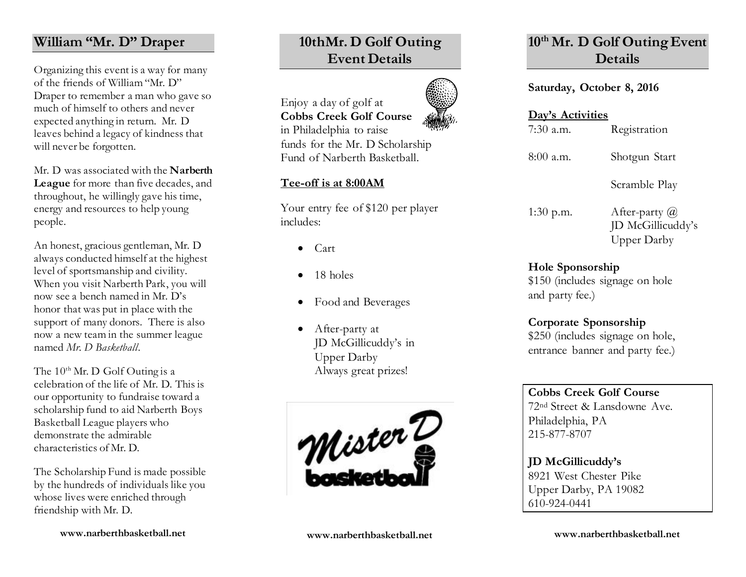## William “Mr. D” Draper

Organizing this event is a way for many of the friends of William “Mr. D” Draper to remember a man who gave so much of himself to others and never expected anything in return. Mr. D leaves behind a legacy of kindness that will never be forgotten.

Mr. D was associated with the **Narberth League** for more than five decades, and throughout, he willingly gave his time, energy and resources to help young people.

An honest, gracious gentleman, Mr. D always conducted himself at the highest level of sportsmanship and civility. When you visit Narberth Park, you will now see a bench named in Mr. D’s honor that was put in place with the support of many donors. There is also now a new team in the summer league named *Mr. D Basketball*.

The 10th Mr. D Golf Outing is a celebration of the life of Mr. D. This is our opportunity to fundraise toward a scholarship fund to aid Narberth Boys Basketball League players who demonstrate the admirable characteristics of Mr. D.

The Scholarship Fund is made possible by the hundreds of individuals like you whose lives were enriched through friendship with Mr. D.

**www.narberthbasketball.net**

## 10thMr. D Golf Outing Event Details

Enjoy a day of golf at **Cobbs Creek Golf Course** in Philadelphia to raise funds for the Mr. D Scholarship Fund of Narberth Basketball.

**Tee-off is at 8:00AM**

Your entry fee of $120 per player includes:

- Cart
- 18 holes
- Food and Beverages
- After-party at JD McGillicuddy’s in Upper Darby Always great prizes!

Mister D basketball

**www.narberthbasketball.net**

## 10th Mr. D Golf Outing Event Details

**Saturday, October 8, 2016**

**Day’s Activities**

| | |
|---|---|
| 7:30 a.m. | Registration |
| 8:00 a.m. | Shotgun Start |
| | Scramble Play |
| 1:30 p.m. | After-party @ JD McGillicuddy’s Upper Darby |

**Hole Sponsorship**
$150 (includes signage on hole and party fee.)

**Corporate Sponsorship**
$250 (includes signage on hole, entrance banner and party fee.)

**Cobbs Creek Golf Course**
72nd Street & Lansdowne Ave.
Philadelphia, PA
215-877-8707

**JD McGillicuddy’s**
8921 West Chester Pike
Upper Darby, PA 19082
610-924-0441

**www.narberthbasketball.net**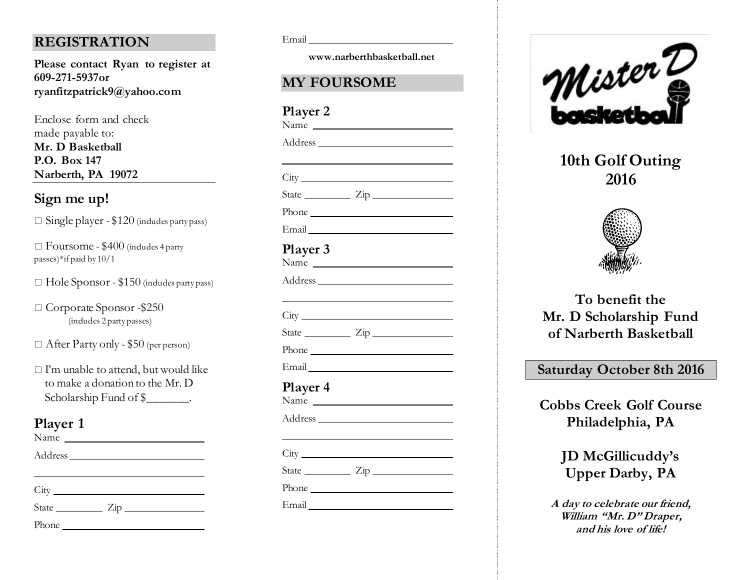## REGISTRATION

**Please contact Ryan to register at 609-271-5937or ryanfitzpatrick9@yahoo.com**

Enclose form and check made payable to:
**Mr. D Basketball**
**P.O. Box 147**
**Narberth, PA 19072**

## Sign me up!

□ Single player - $120 (indudes party pass)

□ Foursome - $400 (indudes 4 party passes)*if paid by 10/1

□ Hole Sponsor - $150 (indudes party pass)

□ Corporate Sponsor -$250 (indudes 2 party passes)

□ After Party only - $50 (per person)

□ I'm unable to attend, but would like to make a donation to the Mr. D Scholarship Fund of $_______.

### Player 1

Name ____________________

Address ____________________

____________________

City ____________________

State ________ Zip ____________

Phone ____________________

Email ____________________

**www.narberthbasketball.net**

## MY FOURSOME

### Player 2

Name ____________________

Address ____________________

____________________

City ____________________

State ________ Zip ____________

Phone ____________________

Email ____________________

### Player 3

Name ____________________

Address ____________________

____________________

City ____________________

State ________ Zip ____________

Phone ____________________

Email ____________________

### Player 4

Name ____________________

Address ____________________

____________________

City ____________________

State ________ Zip ____________

Phone ____________________

Email ____________________

Mister D basketball

# 10th Golf Outing 2016

**To benefit the Mr. D Scholarship Fund of Narberth Basketball**

**Saturday October 8th 2016**

**Cobbs Creek Golf Course**
**Philadelphia, PA**

**JD McGillicuddy's**
**Upper Darby, PA**

***A day to celebrate our friend, William "Mr. D" Draper, and his love of life!***